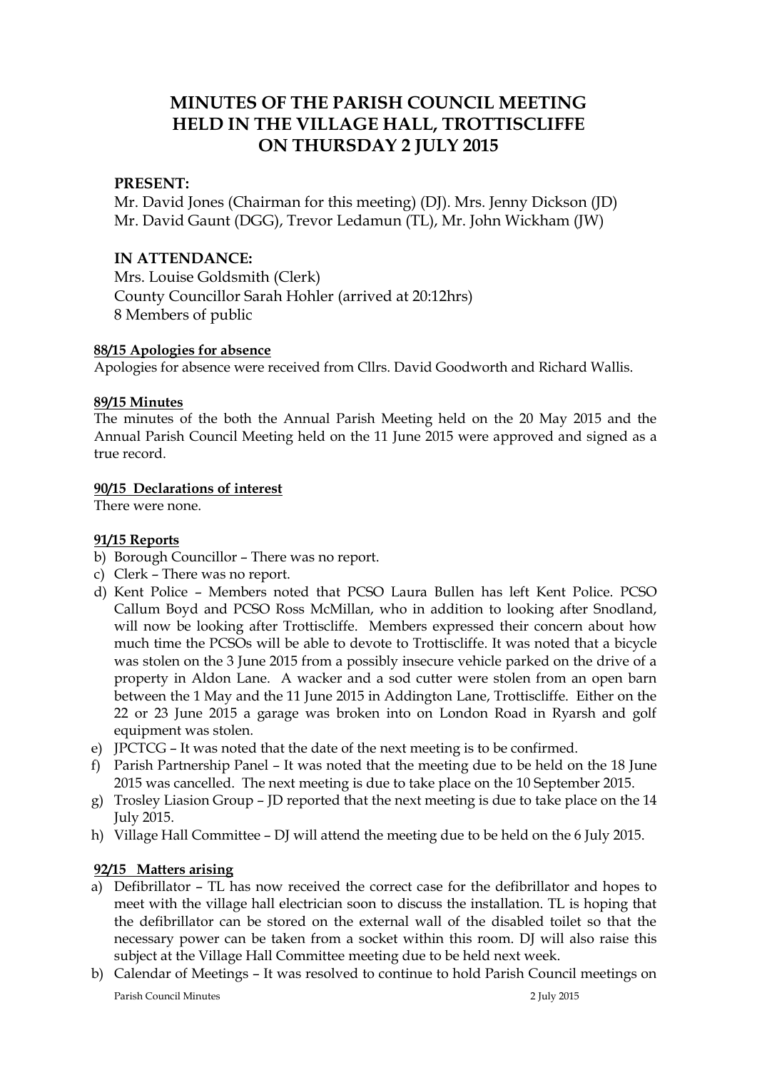# MINUTES OF THE PARISH COUNCIL MEETING HELD IN THE VILLAGE HALL, TROTTISCLIFFE ON THURSDAY 2 JULY 2015

**PRESENT:**

Mr. David Jones (Chairman for this meeting) (DJ). Mrs. Jenny Dickson (JD)
Mr. David Gaunt (DGG), Trevor Ledamun (TL), Mr. John Wickham (JW)

**IN ATTENDANCE:**

Mrs. Louise Goldsmith (Clerk)
County Councillor Sarah Hohler (arrived at 20:12hrs)
8 Members of public

**88/15 Apologies for absence**

Apologies for absence were received from Cllrs. David Goodworth and Richard Wallis.

**89/15 Minutes**

The minutes of the both the Annual Parish Meeting held on the 20 May 2015 and the Annual Parish Council Meeting held on the 11 June 2015 were approved and signed as a true record.

**90/15 Declarations of interest**

There were none.

**91/15 Reports**

b) Borough Councillor – There was no report.
c) Clerk – There was no report.
d) Kent Police – Members noted that PCSO Laura Bullen has left Kent Police. PCSO Callum Boyd and PCSO Ross McMillan, who in addition to looking after Snodland, will now be looking after Trottiscliffe. Members expressed their concern about how much time the PCSOs will be able to devote to Trottiscliffe. It was noted that a bicycle was stolen on the 3 June 2015 from a possibly insecure vehicle parked on the drive of a property in Aldon Lane. A wacker and a sod cutter were stolen from an open barn between the 1 May and the 11 June 2015 in Addington Lane, Trottiscliffe. Either on the 22 or 23 June 2015 a garage was broken into on London Road in Ryarsh and golf equipment was stolen.
e) JPCTCG – It was noted that the date of the next meeting is to be confirmed.
f) Parish Partnership Panel – It was noted that the meeting due to be held on the 18 June 2015 was cancelled. The next meeting is due to take place on the 10 September 2015.
g) Trosley Liasion Group – JD reported that the next meeting is due to take place on the 14 July 2015.
h) Village Hall Committee – DJ will attend the meeting due to be held on the 6 July 2015.

**92/15 Matters arising**

a) Defibrillator – TL has now received the correct case for the defibrillator and hopes to meet with the village hall electrician soon to discuss the installation. TL is hoping that the defibrillator can be stored on the external wall of the disabled toilet so that the necessary power can be taken from a socket within this room. DJ will also raise this subject at the Village Hall Committee meeting due to be held next week.
b) Calendar of Meetings – It was resolved to continue to hold Parish Council meetings on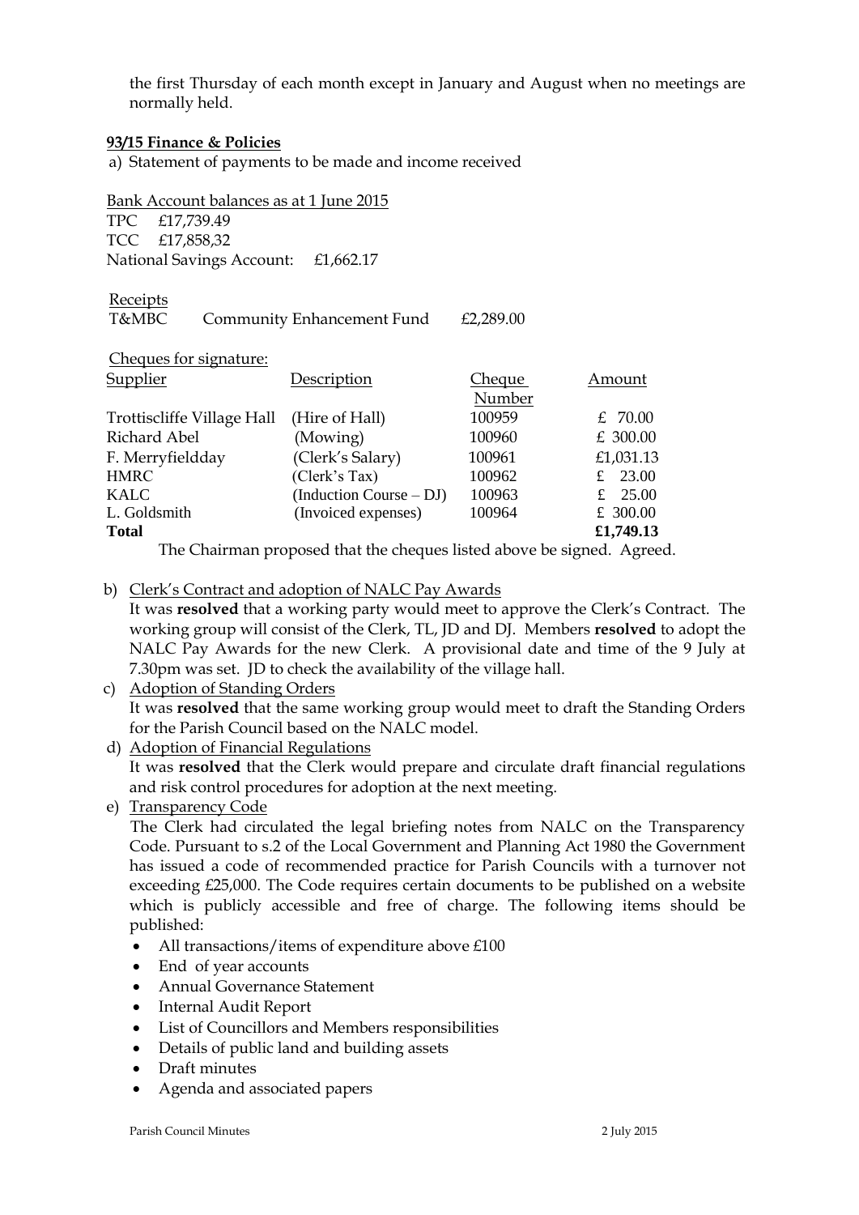the first Thursday of each month except in January and August when no meetings are normally held.

**93/15 Finance & Policies**

a) Statement of payments to be made and income received

Bank Account balances as at 1 June 2015

TPC £17,739.49
TCC £17,858,32
National Savings Account: £1,662.17

Receipts

| | | |
|---|---|---|
| T&MBC | Community Enhancement Fund | £2,289.00 |

Cheques for signature:

| Supplier | Description | Cheque Number | Amount |
|---|---|---|---|
| Trottiscliffe Village Hall | (Hire of Hall) | 100959 | £ 70.00 |
| Richard Abel | (Mowing) | 100960 | £ 300.00 |
| F. Merryfieldday | (Clerk's Salary) | 100961 | £1,031.13 |
| HMRC | (Clerk's Tax) | 100962 | £ 23.00 |
| KALC | (Induction Course – DJ) | 100963 | £ 25.00 |
| L. Goldsmith | (Invoiced expenses) | 100964 | £ 300.00 |
| **Total** | | | **£1,749.13** |

The Chairman proposed that the cheques listed above be signed. Agreed.

b) Clerk's Contract and adoption of NALC Pay Awards

It was **resolved** that a working party would meet to approve the Clerk's Contract. The working group will consist of the Clerk, TL, JD and DJ. Members **resolved** to adopt the NALC Pay Awards for the new Clerk. A provisional date and time of the 9 July at 7.30pm was set. JD to check the availability of the village hall.

c) Adoption of Standing Orders

It was **resolved** that the same working group would meet to draft the Standing Orders for the Parish Council based on the NALC model.

d) Adoption of Financial Regulations

It was **resolved** that the Clerk would prepare and circulate draft financial regulations and risk control procedures for adoption at the next meeting.

e) Transparency Code

The Clerk had circulated the legal briefing notes from NALC on the Transparency Code. Pursuant to s.2 of the Local Government and Planning Act 1980 the Government has issued a code of recommended practice for Parish Councils with a turnover not exceeding £25,000. The Code requires certain documents to be published on a website which is publicly accessible and free of charge. The following items should be published:

- All transactions/items of expenditure above £100
- End of year accounts
- Annual Governance Statement
- Internal Audit Report
- List of Councillors and Members responsibilities
- Details of public land and building assets
- Draft minutes
- Agenda and associated papers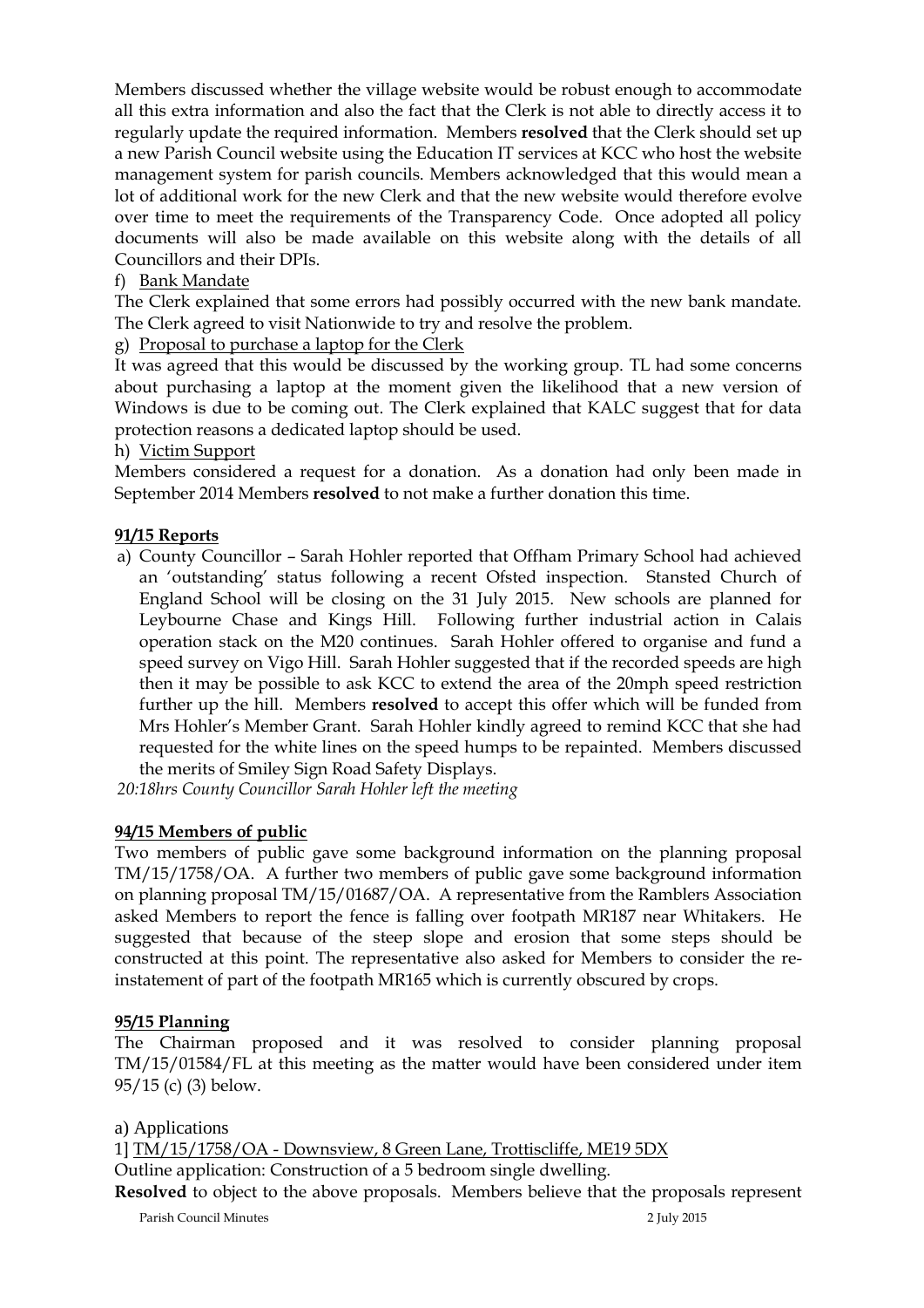Members discussed whether the village website would be robust enough to accommodate all this extra information and also the fact that the Clerk is not able to directly access it to regularly update the required information. Members **resolved** that the Clerk should set up a new Parish Council website using the Education IT services at KCC who host the website management system for parish councils. Members acknowledged that this would mean a lot of additional work for the new Clerk and that the new website would therefore evolve over time to meet the requirements of the Transparency Code. Once adopted all policy documents will also be made available on this website along with the details of all Councillors and their DPIs.

f) Bank Mandate

The Clerk explained that some errors had possibly occurred with the new bank mandate. The Clerk agreed to visit Nationwide to try and resolve the problem.

g) Proposal to purchase a laptop for the Clerk

It was agreed that this would be discussed by the working group. TL had some concerns about purchasing a laptop at the moment given the likelihood that a new version of Windows is due to be coming out. The Clerk explained that KALC suggest that for data protection reasons a dedicated laptop should be used.

h) Victim Support

Members considered a request for a donation. As a donation had only been made in September 2014 Members **resolved** to not make a further donation this time.

**91/15 Reports**

a) County Councillor – Sarah Hohler reported that Offham Primary School had achieved an 'outstanding' status following a recent Ofsted inspection. Stansted Church of England School will be closing on the 31 July 2015. New schools are planned for Leybourne Chase and Kings Hill. Following further industrial action in Calais operation stack on the M20 continues. Sarah Hohler offered to organise and fund a speed survey on Vigo Hill. Sarah Hohler suggested that if the recorded speeds are high then it may be possible to ask KCC to extend the area of the 20mph speed restriction further up the hill. Members **resolved** to accept this offer which will be funded from Mrs Hohler's Member Grant. Sarah Hohler kindly agreed to remind KCC that she had requested for the white lines on the speed humps to be repainted. Members discussed the merits of Smiley Sign Road Safety Displays.

*20:18hrs County Councillor Sarah Hohler left the meeting*

**94/15 Members of public**

Two members of public gave some background information on the planning proposal TM/15/1758/OA. A further two members of public gave some background information on planning proposal TM/15/01687/OA. A representative from the Ramblers Association asked Members to report the fence is falling over footpath MR187 near Whitakers. He suggested that because of the steep slope and erosion that some steps should be constructed at this point. The representative also asked for Members to consider the re-instatement of part of the footpath MR165 which is currently obscured by crops.

**95/15 Planning**

The Chairman proposed and it was resolved to consider planning proposal TM/15/01584/FL at this meeting as the matter would have been considered under item 95/15 (c) (3) below.

a) Applications

1] TM/15/1758/OA - Downsview, 8 Green Lane, Trottiscliffe, ME19 5DX

Outline application: Construction of a 5 bedroom single dwelling.

**Resolved** to object to the above proposals. Members believe that the proposals represent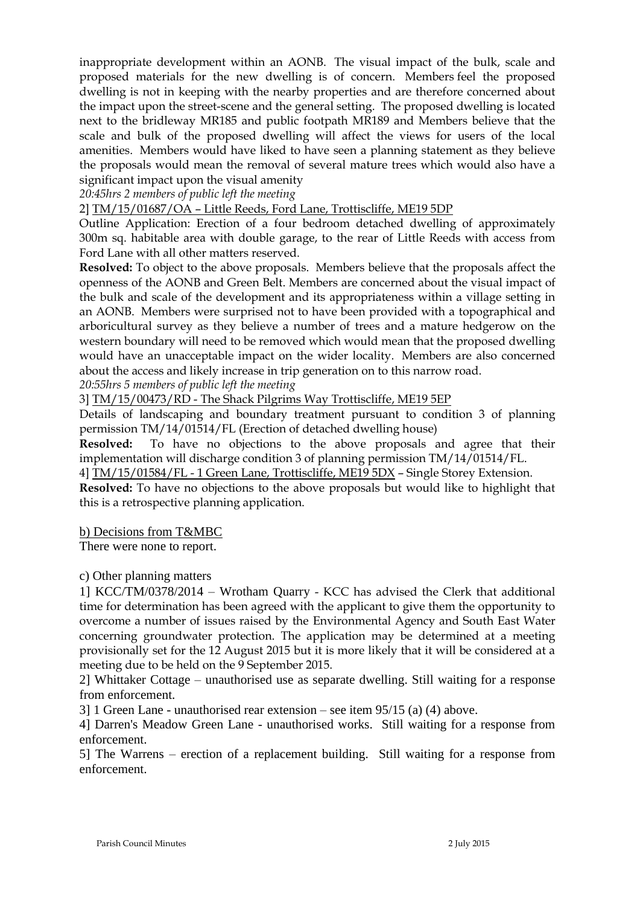inappropriate development within an AONB. The visual impact of the bulk, scale and proposed materials for the new dwelling is of concern. Members feel the proposed dwelling is not in keeping with the nearby properties and are therefore concerned about the impact upon the street-scene and the general setting. The proposed dwelling is located next to the bridleway MR185 and public footpath MR189 and Members believe that the scale and bulk of the proposed dwelling will affect the views for users of the local amenities. Members would have liked to have seen a planning statement as they believe the proposals would mean the removal of several mature trees which would also have a significant impact upon the visual amenity

*20:45hrs 2 members of public left the meeting*

2] TM/15/01687/OA – Little Reeds, Ford Lane, Trottiscliffe, ME19 5DP

Outline Application: Erection of a four bedroom detached dwelling of approximately 300m sq. habitable area with double garage, to the rear of Little Reeds with access from Ford Lane with all other matters reserved.

**Resolved:** To object to the above proposals. Members believe that the proposals affect the openness of the AONB and Green Belt. Members are concerned about the visual impact of the bulk and scale of the development and its appropriateness within a village setting in an AONB. Members were surprised not to have been provided with a topographical and arboricultural survey as they believe a number of trees and a mature hedgerow on the western boundary will need to be removed which would mean that the proposed dwelling would have an unacceptable impact on the wider locality. Members are also concerned about the access and likely increase in trip generation on to this narrow road.

*20:55hrs 5 members of public left the meeting*

3] TM/15/00473/RD - The Shack Pilgrims Way Trottiscliffe, ME19 5EP

Details of landscaping and boundary treatment pursuant to condition 3 of planning permission TM/14/01514/FL (Erection of detached dwelling house)

**Resolved:** To have no objections to the above proposals and agree that their implementation will discharge condition 3 of planning permission TM/14/01514/FL.

4] TM/15/01584/FL - 1 Green Lane, Trottiscliffe, ME19 5DX – Single Storey Extension.

**Resolved:** To have no objections to the above proposals but would like to highlight that this is a retrospective planning application.

b) Decisions from T&MBC

There were none to report.

c) Other planning matters

1] KCC/TM/0378/2014 – Wrotham Quarry - KCC has advised the Clerk that additional time for determination has been agreed with the applicant to give them the opportunity to overcome a number of issues raised by the Environmental Agency and South East Water concerning groundwater protection. The application may be determined at a meeting provisionally set for the 12 August 2015 but it is more likely that it will be considered at a meeting due to be held on the 9 September 2015.

2] Whittaker Cottage – unauthorised use as separate dwelling. Still waiting for a response from enforcement.

3] 1 Green Lane - unauthorised rear extension – see item 95/15 (a) (4) above.

4] Darren's Meadow Green Lane - unauthorised works. Still waiting for a response from enforcement.

5] The Warrens – erection of a replacement building. Still waiting for a response from enforcement.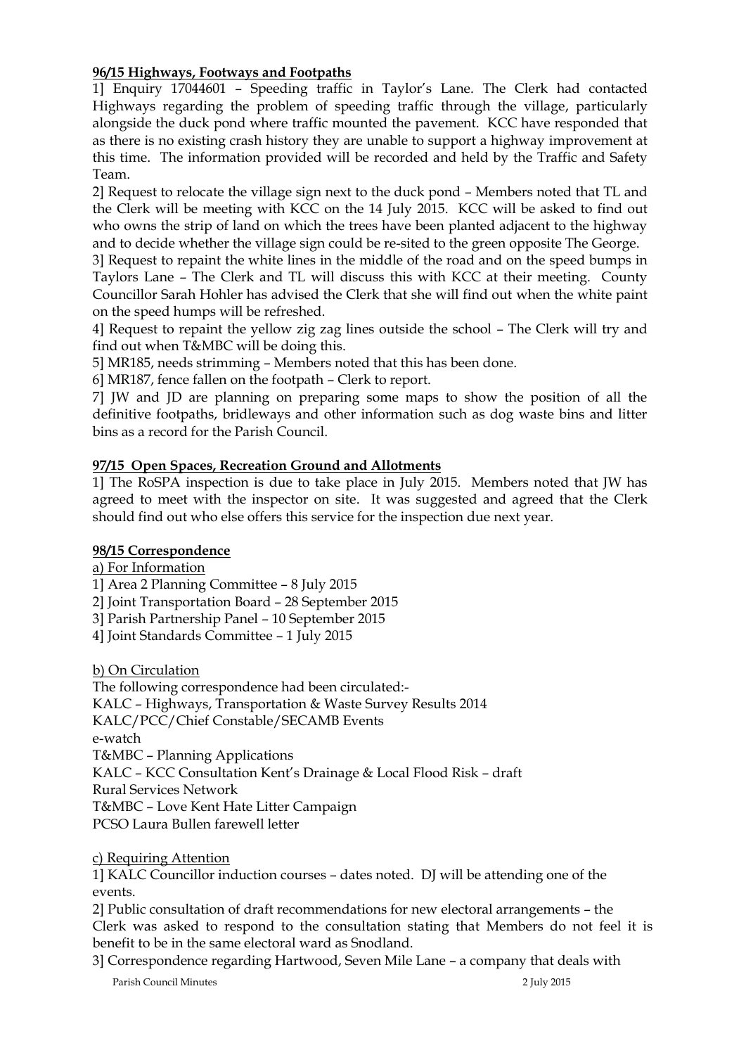**96/15 Highways, Footways and Footpaths**

1] Enquiry 17044601 – Speeding traffic in Taylor's Lane. The Clerk had contacted Highways regarding the problem of speeding traffic through the village, particularly alongside the duck pond where traffic mounted the pavement. KCC have responded that as there is no existing crash history they are unable to support a highway improvement at this time. The information provided will be recorded and held by the Traffic and Safety Team.

2] Request to relocate the village sign next to the duck pond – Members noted that TL and the Clerk will be meeting with KCC on the 14 July 2015. KCC will be asked to find out who owns the strip of land on which the trees have been planted adjacent to the highway and to decide whether the village sign could be re-sited to the green opposite The George.

3] Request to repaint the white lines in the middle of the road and on the speed bumps in Taylors Lane – The Clerk and TL will discuss this with KCC at their meeting. County Councillor Sarah Hohler has advised the Clerk that she will find out when the white paint on the speed humps will be refreshed.

4] Request to repaint the yellow zig zag lines outside the school – The Clerk will try and find out when T&MBC will be doing this.

5] MR185, needs strimming – Members noted that this has been done.

6] MR187, fence fallen on the footpath – Clerk to report.

7] JW and JD are planning on preparing some maps to show the position of all the definitive footpaths, bridleways and other information such as dog waste bins and litter bins as a record for the Parish Council.

**97/15 Open Spaces, Recreation Ground and Allotments**

1] The RoSPA inspection is due to take place in July 2015. Members noted that JW has agreed to meet with the inspector on site. It was suggested and agreed that the Clerk should find out who else offers this service for the inspection due next year.

**98/15 Correspondence**

a) For Information

1] Area 2 Planning Committee – 8 July 2015
2] Joint Transportation Board – 28 September 2015
3] Parish Partnership Panel – 10 September 2015
4] Joint Standards Committee – 1 July 2015

b) On Circulation

The following correspondence had been circulated:-
KALC – Highways, Transportation & Waste Survey Results 2014
KALC/PCC/Chief Constable/SECAMB Events
e-watch
T&MBC – Planning Applications
KALC – KCC Consultation Kent's Drainage & Local Flood Risk – draft
Rural Services Network
T&MBC – Love Kent Hate Litter Campaign
PCSO Laura Bullen farewell letter

c) Requiring Attention

1] KALC Councillor induction courses – dates noted. DJ will be attending one of the events.

2] Public consultation of draft recommendations for new electoral arrangements – the Clerk was asked to respond to the consultation stating that Members do not feel it is benefit to be in the same electoral ward as Snodland.

3] Correspondence regarding Hartwood, Seven Mile Lane – a company that deals with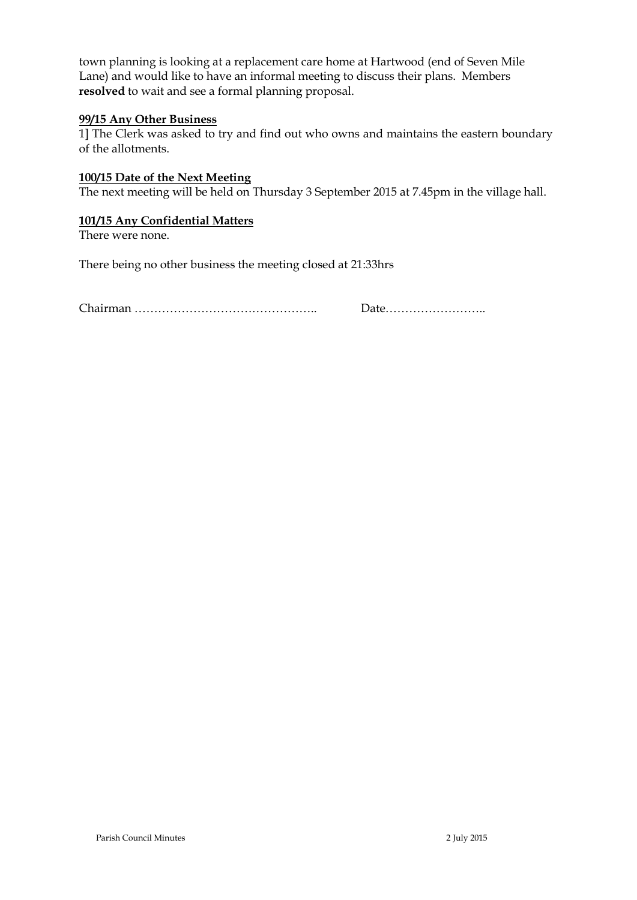town planning is looking at a replacement care home at Hartwood (end of Seven Mile Lane) and would like to have an informal meeting to discuss their plans. Members **resolved** to wait and see a formal planning proposal.

**99/15 Any Other Business**

1] The Clerk was asked to try and find out who owns and maintains the eastern boundary of the allotments.

**100/15 Date of the Next Meeting**

The next meeting will be held on Thursday 3 September 2015 at 7.45pm in the village hall.

**101/15 Any Confidential Matters**

There were none.

There being no other business the meeting closed at 21:33hrs

Chairman ……………………………………….. Date……………………..